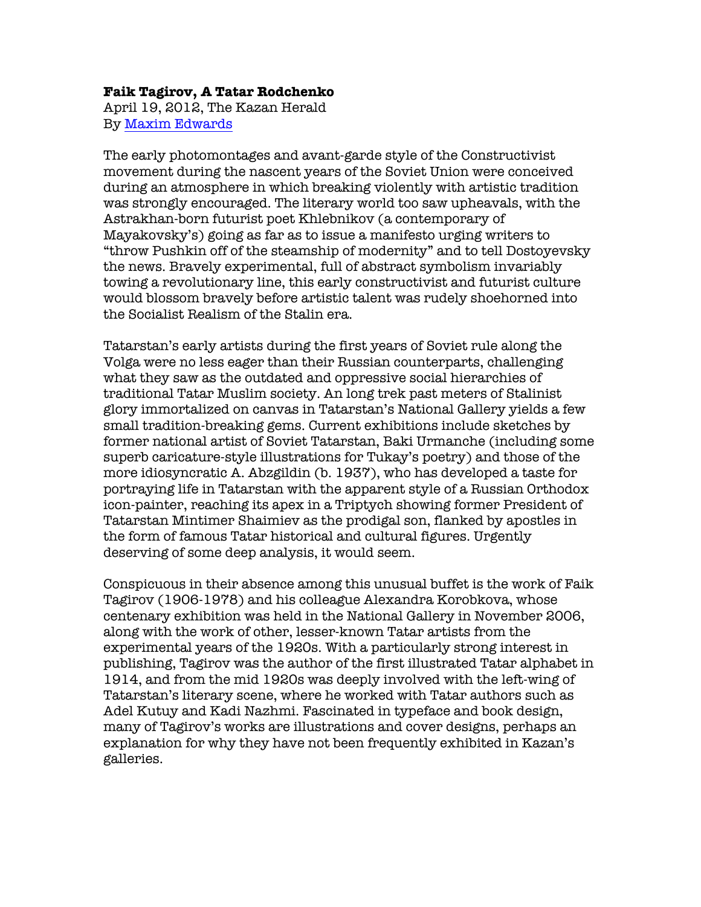**Faik Tagirov, A Tatar Rodchenko**
April 19, 2012, The Kazan Herald
By Maxim Edwards

The early photomontages and avant-garde style of the Constructivist movement during the nascent years of the Soviet Union were conceived during an atmosphere in which breaking violently with artistic tradition was strongly encouraged. The literary world too saw upheavals, with the Astrakhan-born futurist poet Khlebnikov (a contemporary of Mayakovsky's) going as far as to issue a manifesto urging writers to "throw Pushkin off of the steamship of modernity" and to tell Dostoyevsky the news. Bravely experimental, full of abstract symbolism invariably towing a revolutionary line, this early constructivist and futurist culture would blossom bravely before artistic talent was rudely shoehorned into the Socialist Realism of the Stalin era.

Tatarstan's early artists during the first years of Soviet rule along the Volga were no less eager than their Russian counterparts, challenging what they saw as the outdated and oppressive social hierarchies of traditional Tatar Muslim society. An long trek past meters of Stalinist glory immortalized on canvas in Tatarstan's National Gallery yields a few small tradition-breaking gems. Current exhibitions include sketches by former national artist of Soviet Tatarstan, Baki Urmanche (including some superb caricature-style illustrations for Tukay's poetry) and those of the more idiosyncratic A. Abzgildin (b. 1937), who has developed a taste for portraying life in Tatarstan with the apparent style of a Russian Orthodox icon-painter, reaching its apex in a Triptych showing former President of Tatarstan Mintimer Shaimiev as the prodigal son, flanked by apostles in the form of famous Tatar historical and cultural figures. Urgently deserving of some deep analysis, it would seem.

Conspicuous in their absence among this unusual buffet is the work of Faik Tagirov (1906-1978) and his colleague Alexandra Korobkova, whose centenary exhibition was held in the National Gallery in November 2006, along with the work of other, lesser-known Tatar artists from the experimental years of the 1920s. With a particularly strong interest in publishing, Tagirov was the author of the first illustrated Tatar alphabet in 1914, and from the mid 1920s was deeply involved with the left-wing of Tatarstan's literary scene, where he worked with Tatar authors such as Adel Kutuy and Kadi Nazhmi. Fascinated in typeface and book design, many of Tagirov's works are illustrations and cover designs, perhaps an explanation for why they have not been frequently exhibited in Kazan's galleries.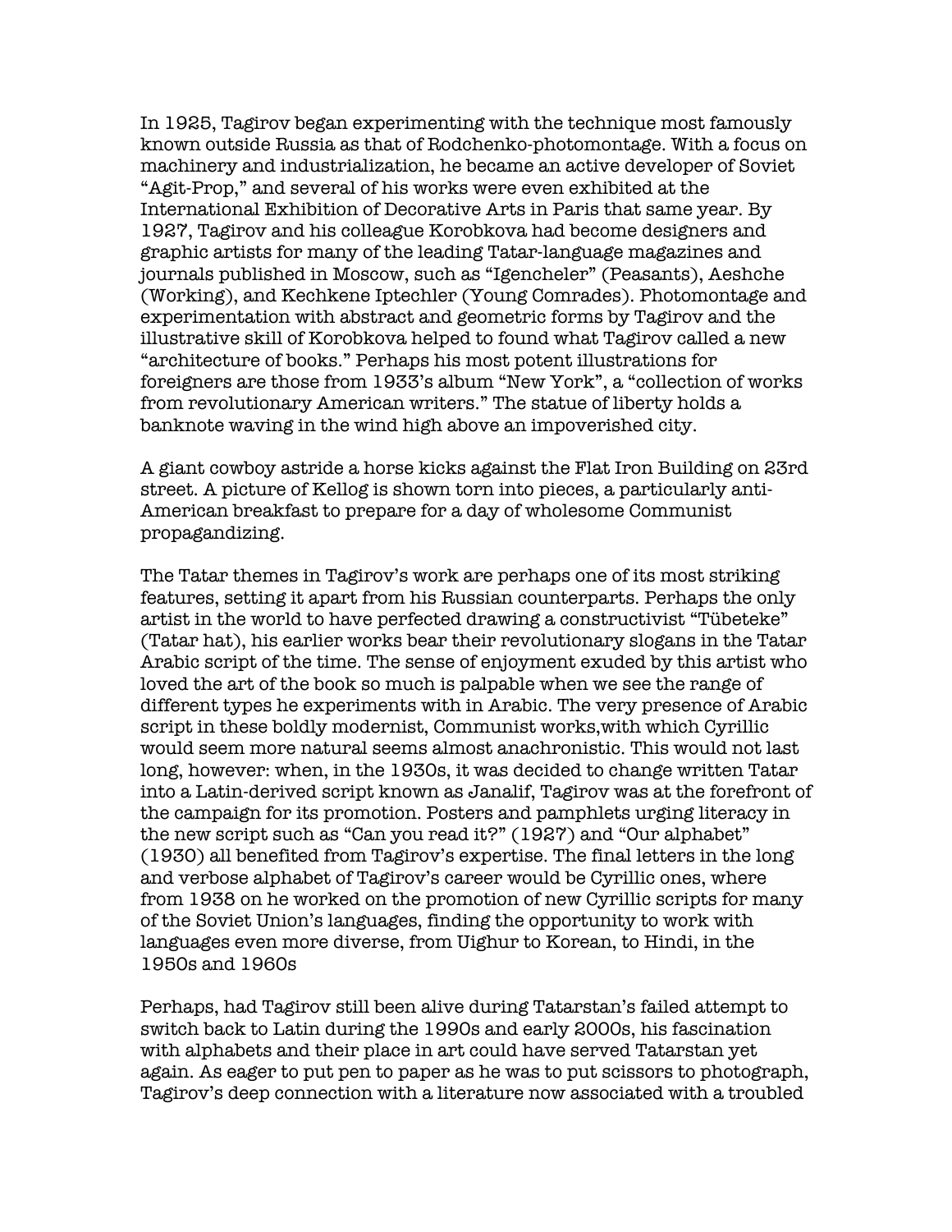In 1925, Tagirov began experimenting with the technique most famously known outside Russia as that of Rodchenko-photomontage. With a focus on machinery and industrialization, he became an active developer of Soviet "Agit-Prop," and several of his works were even exhibited at the International Exhibition of Decorative Arts in Paris that same year. By 1927, Tagirov and his colleague Korobkova had become designers and graphic artists for many of the leading Tatar-language magazines and journals published in Moscow, such as "Igencheler" (Peasants), Aeshche (Working), and Kechkene Iptechler (Young Comrades). Photomontage and experimentation with abstract and geometric forms by Tagirov and the illustrative skill of Korobkova helped to found what Tagirov called a new "architecture of books." Perhaps his most potent illustrations for foreigners are those from 1933's album "New York", a "collection of works from revolutionary American writers." The statue of liberty holds a banknote waving in the wind high above an impoverished city.

A giant cowboy astride a horse kicks against the Flat Iron Building on 23rd street. A picture of Kellog is shown torn into pieces, a particularly anti-American breakfast to prepare for a day of wholesome Communist propagandizing.

The Tatar themes in Tagirov's work are perhaps one of its most striking features, setting it apart from his Russian counterparts. Perhaps the only artist in the world to have perfected drawing a constructivist "Tübeteke" (Tatar hat), his earlier works bear their revolutionary slogans in the Tatar Arabic script of the time. The sense of enjoyment exuded by this artist who loved the art of the book so much is palpable when we see the range of different types he experiments with in Arabic. The very presence of Arabic script in these boldly modernist, Communist works,with which Cyrillic would seem more natural seems almost anachronistic. This would not last long, however: when, in the 1930s, it was decided to change written Tatar into a Latin-derived script known as Janalif, Tagirov was at the forefront of the campaign for its promotion. Posters and pamphlets urging literacy in the new script such as "Can you read it?" (1927) and "Our alphabet" (1930) all benefited from Tagirov's expertise. The final letters in the long and verbose alphabet of Tagirov's career would be Cyrillic ones, where from 1938 on he worked on the promotion of new Cyrillic scripts for many of the Soviet Union's languages, finding the opportunity to work with languages even more diverse, from Uighur to Korean, to Hindi, in the 1950s and 1960s

Perhaps, had Tagirov still been alive during Tatarstan's failed attempt to switch back to Latin during the 1990s and early 2000s, his fascination with alphabets and their place in art could have served Tatarstan yet again. As eager to put pen to paper as he was to put scissors to photograph, Tagirov's deep connection with a literature now associated with a troubled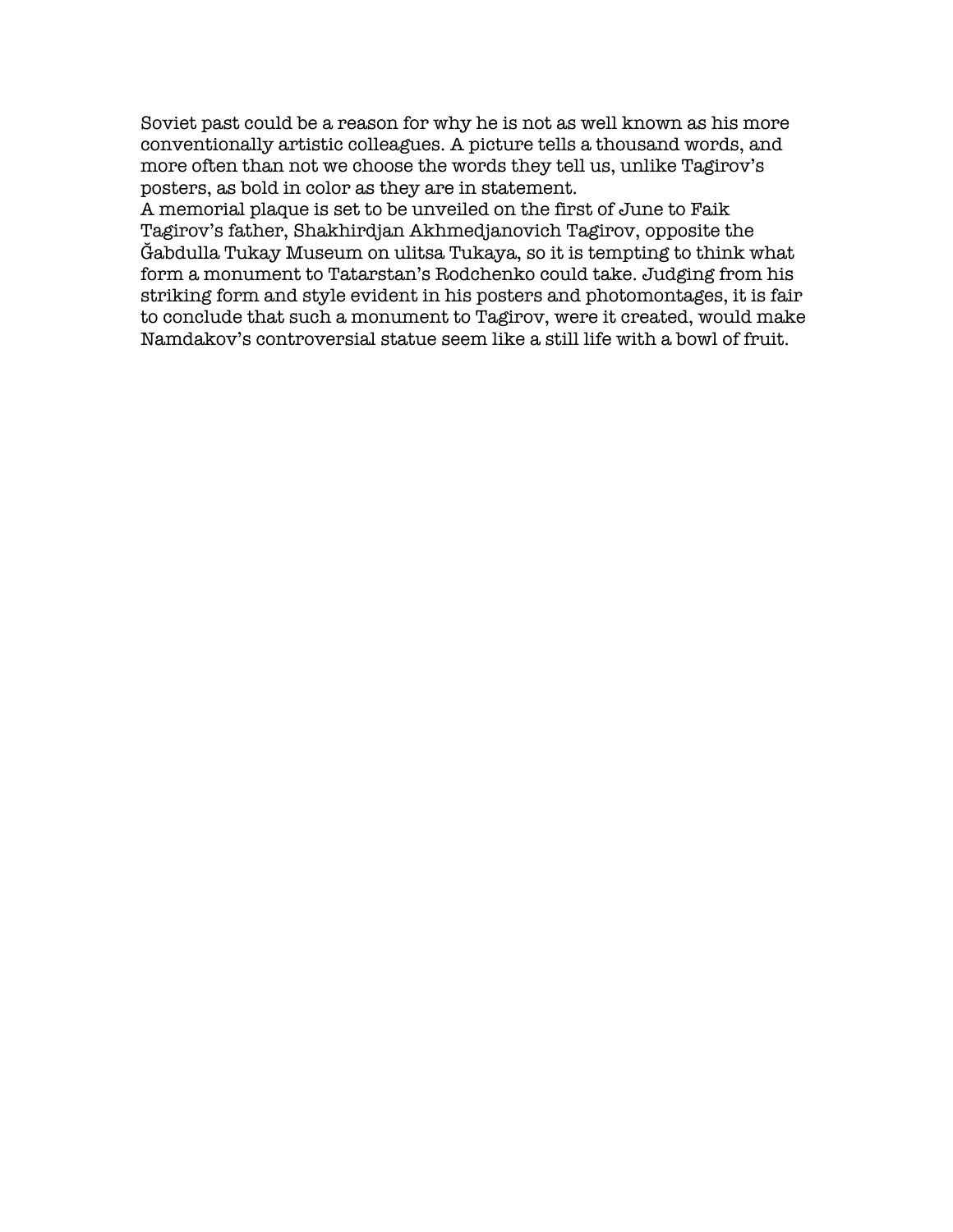Soviet past could be a reason for why he is not as well known as his more conventionally artistic colleagues. A picture tells a thousand words, and more often than not we choose the words they tell us, unlike Tagirov's posters, as bold in color as they are in statement.

A memorial plaque is set to be unveiled on the first of June to Faik Tagirov's father, Shakhirdjan Akhmedjanovich Tagirov, opposite the Ğabdulla Tukay Museum on ulitsa Tukaya, so it is tempting to think what form a monument to Tatarstan's Rodchenko could take. Judging from his striking form and style evident in his posters and photomontages, it is fair to conclude that such a monument to Tagirov, were it created, would make Namdakov's controversial statue seem like a still life with a bowl of fruit.